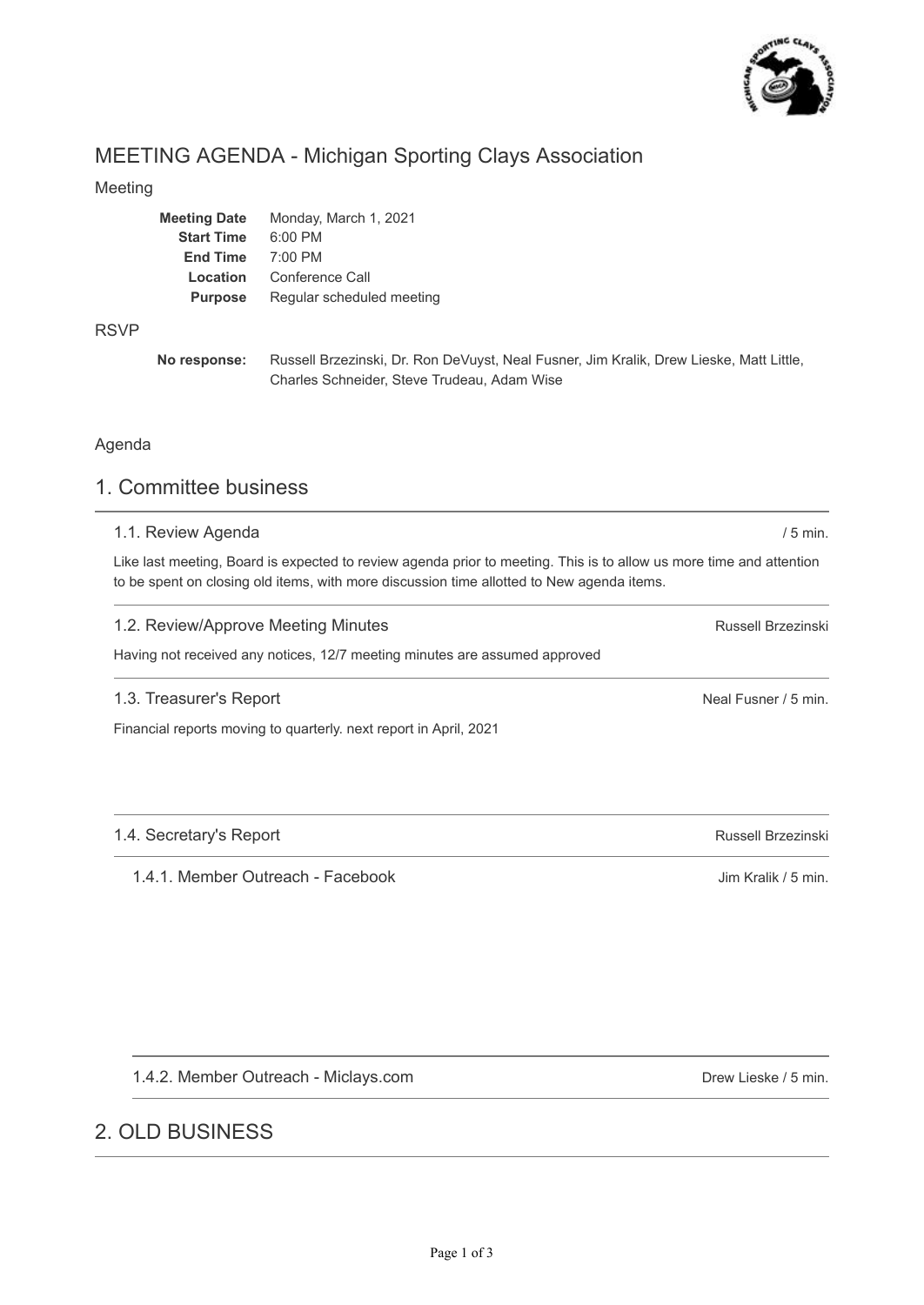# MEETING AGENDA - Michigan Sporting Clays Association

## Meeting

| | |
|---|---|
| **Meeting Date** | Monday, March 1, 2021 |
| **Start Time** | 6:00 PM |
| **End Time** | 7:00 PM |
| **Location** | Conference Call |
| **Purpose** | Regular scheduled meeting |

## RSVP

**No response:** Russell Brzezinski, Dr. Ron DeVuyst, Neal Fusner, Jim Kralik, Drew Lieske, Matt Little, Charles Schneider, Steve Trudeau, Adam Wise

## Agenda

## 1. Committee business

### 1.1. Review Agenda

/ 5 min.

Like last meeting, Board is expected to review agenda prior to meeting. This is to allow us more time and attention to be spent on closing old items, with more discussion time allotted to New agenda items.

### 1.2. Review/Approve Meeting Minutes

Russell Brzezinski

Having not received any notices, 12/7 meeting minutes are assumed approved

### 1.3. Treasurer's Report

Neal Fusner / 5 min.

Financial reports moving to quarterly. next report in April, 2021

### 1.4. Secretary's Report

Russell Brzezinski

#### 1.4.1. Member Outreach - Facebook

Jim Kralik / 5 min.

#### 1.4.2. Member Outreach - Miclays.com

Drew Lieske / 5 min.

## 2. OLD BUSINESS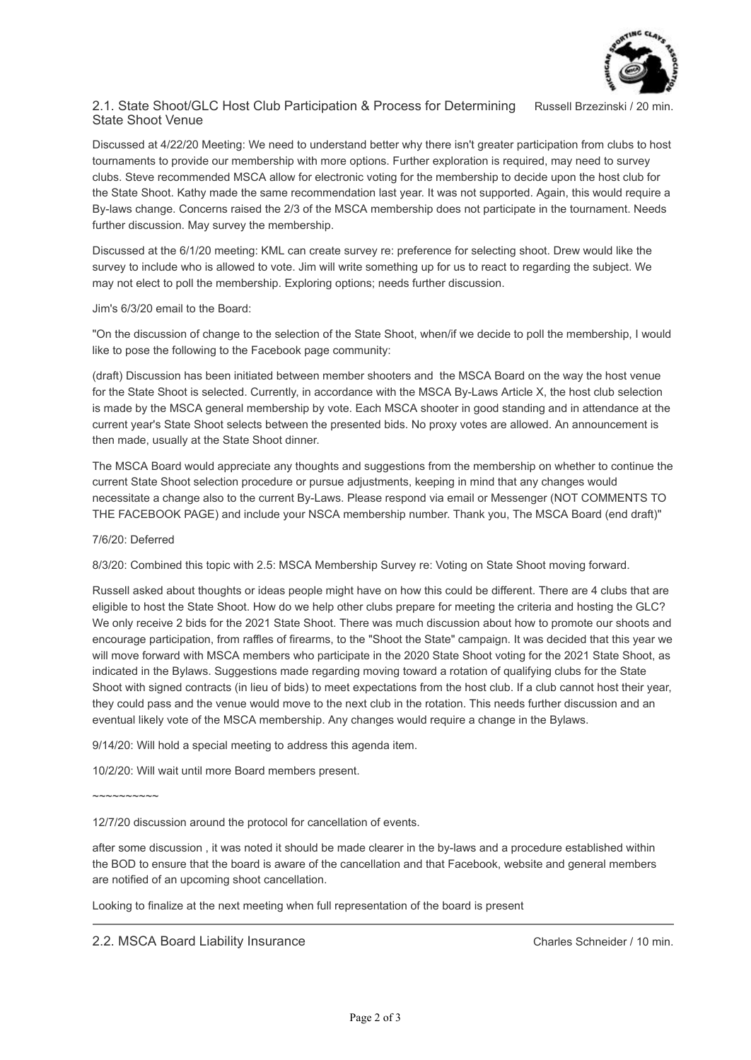## 2.1. State Shoot/GLC Host Club Participation & Process for Determining State Shoot Venue

Russell Brzezinski / 20 min.

Discussed at 4/22/20 Meeting: We need to understand better why there isn't greater participation from clubs to host tournaments to provide our membership with more options. Further exploration is required, may need to survey clubs. Steve recommended MSCA allow for electronic voting for the membership to decide upon the host club for the State Shoot. Kathy made the same recommendation last year. It was not supported. Again, this would require a By-laws change. Concerns raised the 2/3 of the MSCA membership does not participate in the tournament. Needs further discussion. May survey the membership.

Discussed at the 6/1/20 meeting: KML can create survey re: preference for selecting shoot. Drew would like the survey to include who is allowed to vote. Jim will write something up for us to react to regarding the subject. We may not elect to poll the membership. Exploring options; needs further discussion.

Jim's 6/3/20 email to the Board:

"On the discussion of change to the selection of the State Shoot, when/if we decide to poll the membership, I would like to pose the following to the Facebook page community:

(draft) Discussion has been initiated between member shooters and the MSCA Board on the way the host venue for the State Shoot is selected. Currently, in accordance with the MSCA By-Laws Article X, the host club selection is made by the MSCA general membership by vote. Each MSCA shooter in good standing and in attendance at the current year's State Shoot selects between the presented bids. No proxy votes are allowed. An announcement is then made, usually at the State Shoot dinner.

The MSCA Board would appreciate any thoughts and suggestions from the membership on whether to continue the current State Shoot selection procedure or pursue adjustments, keeping in mind that any changes would necessitate a change also to the current By-Laws. Please respond via email or Messenger (NOT COMMENTS TO THE FACEBOOK PAGE) and include your NSCA membership number. Thank you, The MSCA Board (end draft)"

7/6/20: Deferred

8/3/20: Combined this topic with 2.5: MSCA Membership Survey re: Voting on State Shoot moving forward.

Russell asked about thoughts or ideas people might have on how this could be different. There are 4 clubs that are eligible to host the State Shoot. How do we help other clubs prepare for meeting the criteria and hosting the GLC? We only receive 2 bids for the 2021 State Shoot. There was much discussion about how to promote our shoots and encourage participation, from raffles of firearms, to the "Shoot the State" campaign. It was decided that this year we will move forward with MSCA members who participate in the 2020 State Shoot voting for the 2021 State Shoot, as indicated in the Bylaws. Suggestions made regarding moving toward a rotation of qualifying clubs for the State Shoot with signed contracts (in lieu of bids) to meet expectations from the host club. If a club cannot host their year, they could pass and the venue would move to the next club in the rotation. This needs further discussion and an eventual likely vote of the MSCA membership. Any changes would require a change in the Bylaws.

9/14/20: Will hold a special meeting to address this agenda item.

10/2/20: Will wait until more Board members present.

~~~~~~~~~~

12/7/20 discussion around the protocol for cancellation of events.

after some discussion , it was noted it should be made clearer in the by-laws and a procedure established within the BOD to ensure that the board is aware of the cancellation and that Facebook, website and general members are notified of an upcoming shoot cancellation.

Looking to finalize at the next meeting when full representation of the board is present

---

## 2.2. MSCA Board Liability Insurance

Charles Schneider / 10 min.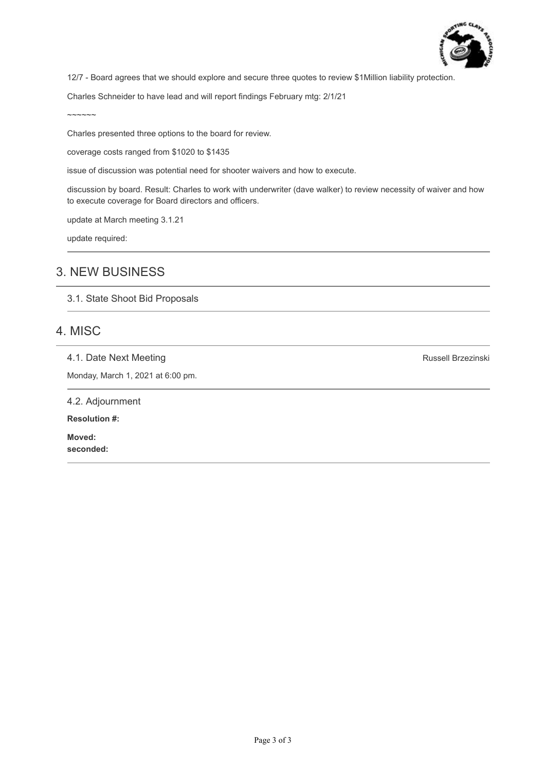12/7 - Board agrees that we should explore and secure three quotes to review $1Million liability protection.

Charles Schneider to have lead and will report findings February mtg: 2/1/21

~~~~~~

Charles presented three options to the board for review.

coverage costs ranged from $1020 to $1435

issue of discussion was potential need for shooter waivers and how to execute.

discussion by board. Result: Charles to work with underwriter (dave walker) to review necessity of waiver and how to execute coverage for Board directors and officers.

update at March meeting 3.1.21

update required:

---

# 3. NEW BUSINESS

## 3.1. State Shoot Bid Proposals

# 4. MISC

## 4.1. Date Next Meeting

Russell Brzezinski

Monday, March 1, 2021 at 6:00 pm.

## 4.2. Adjournment

**Resolution #:**

**Moved:**
**seconded:**